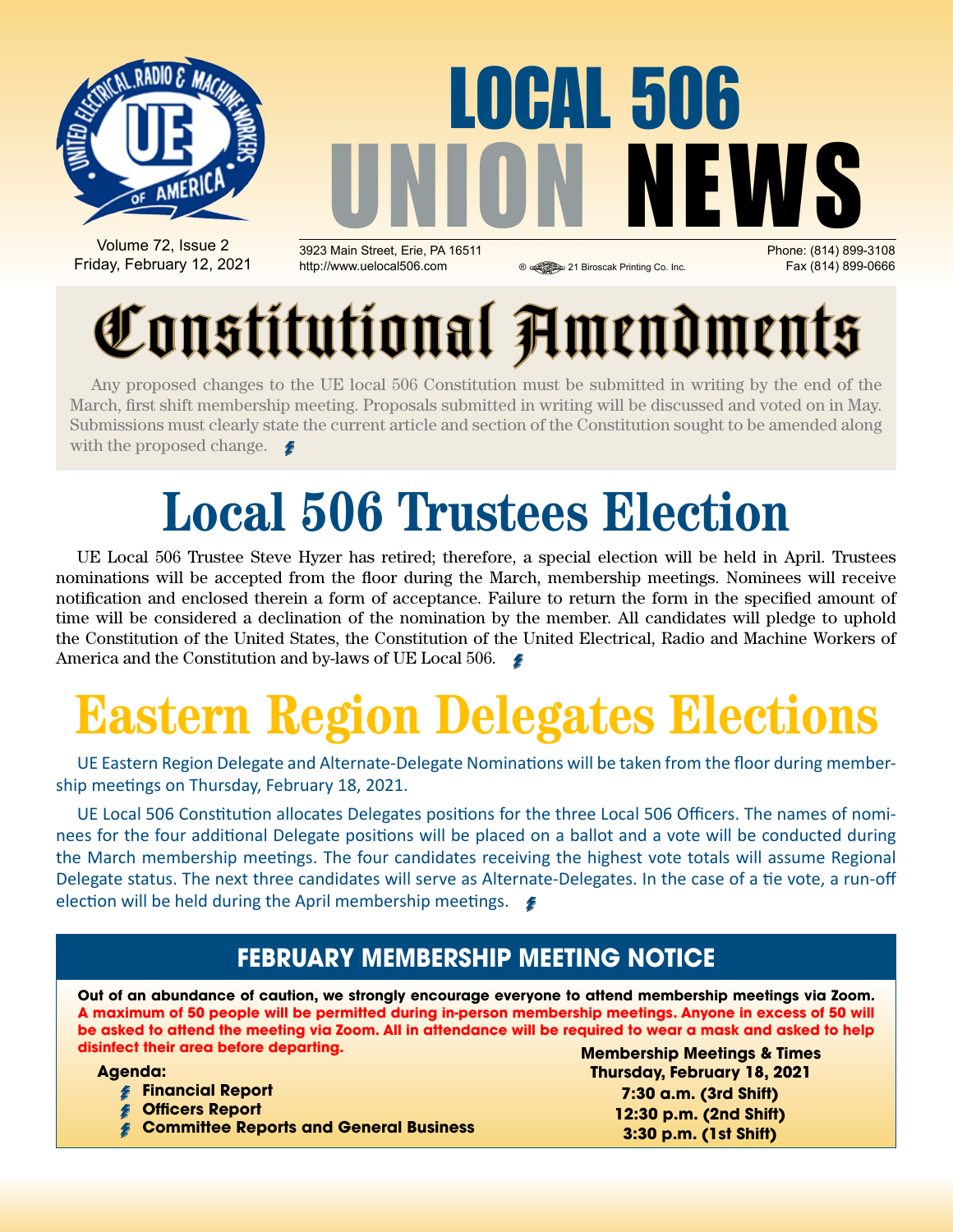# LOCAL 506 UNION NEWS

Volume 72, Issue 2
Friday, February 12, 2021

3923 Main Street, Erie, PA 16511
http://www.uelocal506.com

Phone: (814) 899-3108
Fax (814) 899-0666

21 Biroscak Printing Co. Inc.

## Constitutional Amendments

Any proposed changes to the UE local 506 Constitution must be submitted in writing by the end of the March, first shift membership meeting. Proposals submitted in writing will be discussed and voted on in May. Submissions must clearly state the current article and section of the Constitution sought to be amended along with the proposed change.

## Local 506 Trustees Election

UE Local 506 Trustee Steve Hyzer has retired; therefore, a special election will be held in April. Trustees nominations will be accepted from the floor during the March, membership meetings. Nominees will receive notification and enclosed therein a form of acceptance. Failure to return the form in the specified amount of time will be considered a declination of the nomination by the member. All candidates will pledge to uphold the Constitution of the United States, the Constitution of the United Electrical, Radio and Machine Workers of America and the Constitution and by-laws of UE Local 506.

## Eastern Region Delegates Elections

UE Eastern Region Delegate and Alternate-Delegate Nominations will be taken from the floor during membership meetings on Thursday, February 18, 2021.

UE Local 506 Constitution allocates Delegates positions for the three Local 506 Officers. The names of nominees for the four additional Delegate positions will be placed on a ballot and a vote will be conducted during the March membership meetings. The four candidates receiving the highest vote totals will assume Regional Delegate status. The next three candidates will serve as Alternate-Delegates. In the case of a tie vote, a run-off election will be held during the April membership meetings.

### FEBRUARY MEMBERSHIP MEETING NOTICE

**Out of an abundance of caution, we strongly encourage everyone to attend membership meetings via Zoom.** **A maximum of 50 people will be permitted during in-person membership meetings. Anyone in excess of 50 will be asked to attend the meeting via Zoom. All in attendance will be required to wear a mask and asked to help disinfect their area before departing.**

**Agenda:**

- **Financial Report**
- **Officers Report**
- **Committee Reports and General Business**

**Membership Meetings & Times**
**Thursday, February 18, 2021**
**7:30 a.m. (3rd Shift)**
**12:30 p.m. (2nd Shift)**
**3:30 p.m. (1st Shift)**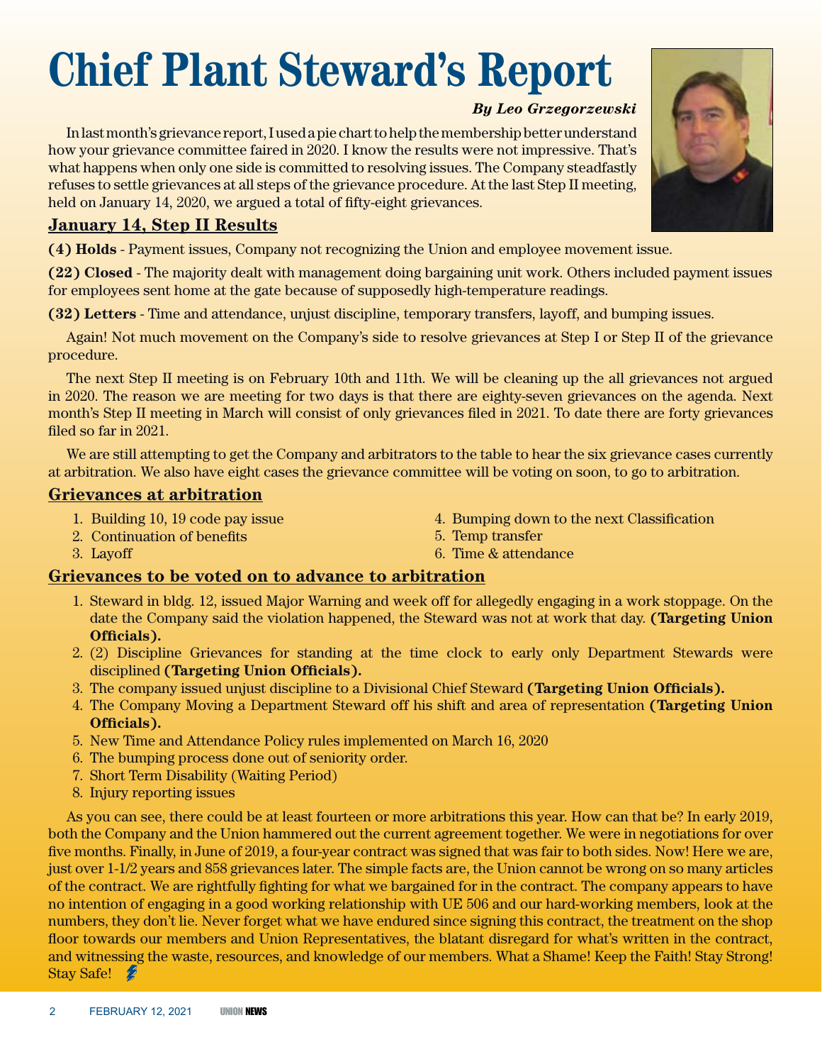# Chief Plant Steward's Report

***By Leo Grzegorzewski***

In last month's grievance report, I used a pie chart to help the membership better understand how your grievance committee faired in 2020. I know the results were not impressive. That's what happens when only one side is committed to resolving issues. The Company steadfastly refuses to settle grievances at all steps of the grievance procedure. At the last Step II meeting, held on January 14, 2020, we argued a total of fifty-eight grievances.

## January 14, Step II Results

**(4) Holds** - Payment issues, Company not recognizing the Union and employee movement issue.

**(22) Closed** - The majority dealt with management doing bargaining unit work. Others included payment issues for employees sent home at the gate because of supposedly high-temperature readings.

**(32) Letters** - Time and attendance, unjust discipline, temporary transfers, layoff, and bumping issues.

Again! Not much movement on the Company's side to resolve grievances at Step I or Step II of the grievance procedure.

The next Step II meeting is on February 10th and 11th. We will be cleaning up the all grievances not argued in 2020. The reason we are meeting for two days is that there are eighty-seven grievances on the agenda. Next month's Step II meeting in March will consist of only grievances filed in 2021. To date there are forty grievances filed so far in 2021.

We are still attempting to get the Company and arbitrators to the table to hear the six grievance cases currently at arbitration. We also have eight cases the grievance committee will be voting on soon, to go to arbitration.

## Grievances at arbitration

1. Building 10, 19 code pay issue
2. Continuation of benefits
3. Layoff
4. Bumping down to the next Classification
5. Temp transfer
6. Time & attendance

## Grievances to be voted on to advance to arbitration

1. Steward in bldg. 12, issued Major Warning and week off for allegedly engaging in a work stoppage. On the date the Company said the violation happened, the Steward was not at work that day. **(Targeting Union Officials).**
2. (2) Discipline Grievances for standing at the time clock to early only Department Stewards were disciplined **(Targeting Union Officials).**
3. The company issued unjust discipline to a Divisional Chief Steward **(Targeting Union Officials).**
4. The Company Moving a Department Steward off his shift and area of representation **(Targeting Union Officials).**
5. New Time and Attendance Policy rules implemented on March 16, 2020
6. The bumping process done out of seniority order.
7. Short Term Disability (Waiting Period)
8. Injury reporting issues

As you can see, there could be at least fourteen or more arbitrations this year. How can that be? In early 2019, both the Company and the Union hammered out the current agreement together. We were in negotiations for over five months. Finally, in June of 2019, a four-year contract was signed that was fair to both sides. Now! Here we are, just over 1-1/2 years and 858 grievances later. The simple facts are, the Union cannot be wrong on so many articles of the contract. We are rightfully fighting for what we bargained for in the contract. The company appears to have no intention of engaging in a good working relationship with UE 506 and our hard-working members, look at the numbers, they don't lie. Never forget what we have endured since signing this contract, the treatment on the shop floor towards our members and Union Representatives, the blatant disregard for what's written in the contract, and witnessing the waste, resources, and knowledge of our members. What a Shame! Keep the Faith! Stay Strong! Stay Safe!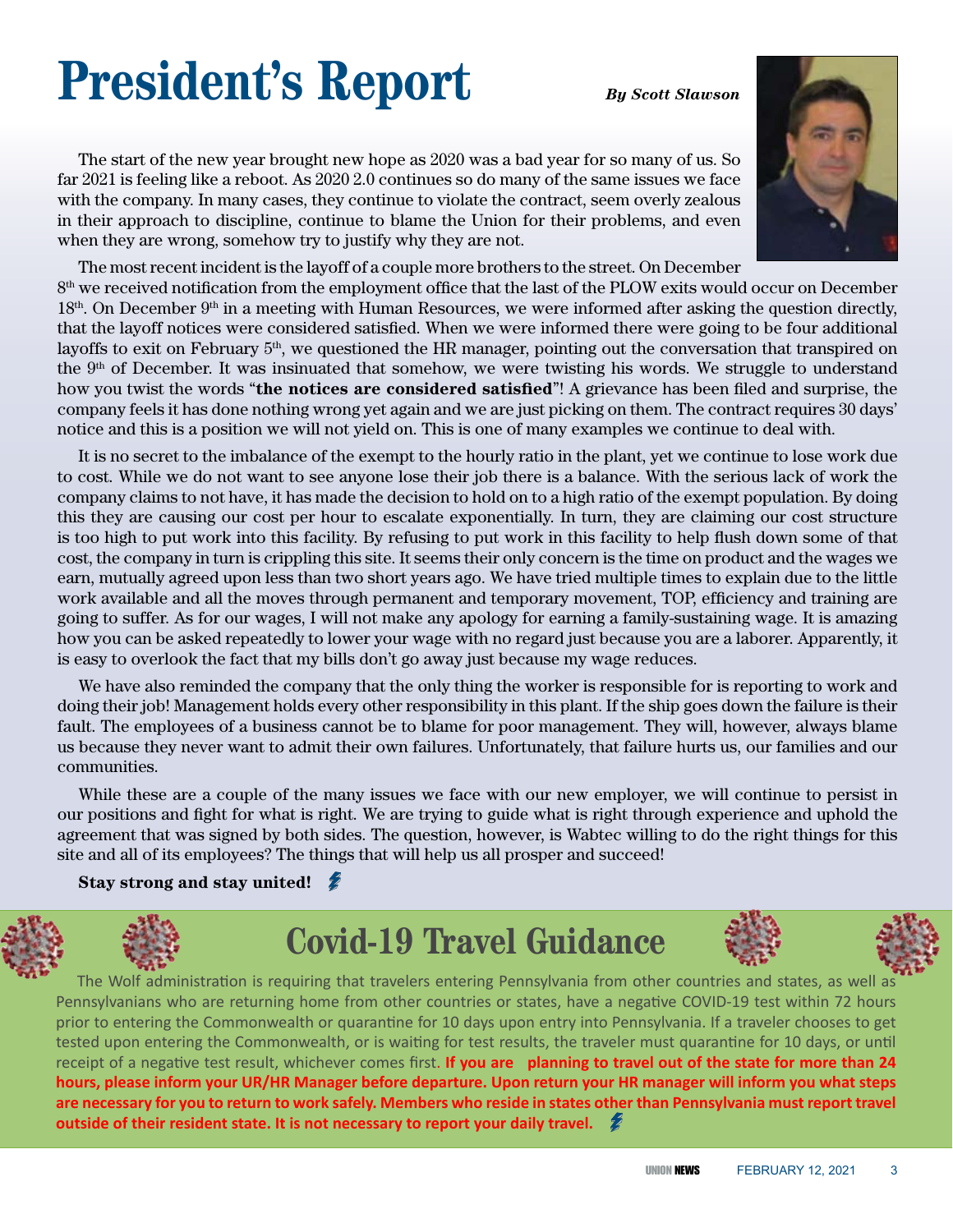# President's Report

***By Scott Slawson***

The start of the new year brought new hope as 2020 was a bad year for so many of us. So far 2021 is feeling like a reboot. As 2020 2.0 continues so do many of the same issues we face with the company. In many cases, they continue to violate the contract, seem overly zealous in their approach to discipline, continue to blame the Union for their problems, and even when they are wrong, somehow try to justify why they are not.

The most recent incident is the layoff of a couple more brothers to the street. On December 8th we received notification from the employment office that the last of the PLOW exits would occur on December 18th. On December 9th in a meeting with Human Resources, we were informed after asking the question directly, that the layoff notices were considered satisfied. When we were informed there were going to be four additional layoffs to exit on February 5th, we questioned the HR manager, pointing out the conversation that transpired on the 9th of December. It was insinuated that somehow, we were twisting his words. We struggle to understand how you twist the words "**the notices are considered satisfied**"! A grievance has been filed and surprise, the company feels it has done nothing wrong yet again and we are just picking on them. The contract requires 30 days' notice and this is a position we will not yield on. This is one of many examples we continue to deal with.

It is no secret to the imbalance of the exempt to the hourly ratio in the plant, yet we continue to lose work due to cost. While we do not want to see anyone lose their job there is a balance. With the serious lack of work the company claims to not have, it has made the decision to hold on to a high ratio of the exempt population. By doing this they are causing our cost per hour to escalate exponentially. In turn, they are claiming our cost structure is too high to put work into this facility. By refusing to put work in this facility to help flush down some of that cost, the company in turn is crippling this site. It seems their only concern is the time on product and the wages we earn, mutually agreed upon less than two short years ago. We have tried multiple times to explain due to the little work available and all the moves through permanent and temporary movement, TOP, efficiency and training are going to suffer. As for our wages, I will not make any apology for earning a family-sustaining wage. It is amazing how you can be asked repeatedly to lower your wage with no regard just because you are a laborer. Apparently, it is easy to overlook the fact that my bills don't go away just because my wage reduces.

We have also reminded the company that the only thing the worker is responsible for is reporting to work and doing their job! Management holds every other responsibility in this plant. If the ship goes down the failure is their fault. The employees of a business cannot be to blame for poor management. They will, however, always blame us because they never want to admit their own failures. Unfortunately, that failure hurts us, our families and our communities.

While these are a couple of the many issues we face with our new employer, we will continue to persist in our positions and fight for what is right. We are trying to guide what is right through experience and uphold the agreement that was signed by both sides. The question, however, is Wabtec willing to do the right things for this site and all of its employees? The things that will help us all prosper and succeed!

**Stay strong and stay united!**

## Covid-19 Travel Guidance

The Wolf administration is requiring that travelers entering Pennsylvania from other countries and states, as well as Pennsylvanians who are returning home from other countries or states, have a negative COVID-19 test within 72 hours prior to entering the Commonwealth or quarantine for 10 days upon entry into Pennsylvania. If a traveler chooses to get tested upon entering the Commonwealth, or is waiting for test results, the traveler must quarantine for 10 days, or until receipt of a negative test result, whichever comes first. **If you are planning to travel out of the state for more than 24 hours, please inform your UR/HR Manager before departure. Upon return your HR manager will inform you what steps are necessary for you to return to work safely. Members who reside in states other than Pennsylvania must report travel outside of their resident state. It is not necessary to report your daily travel.**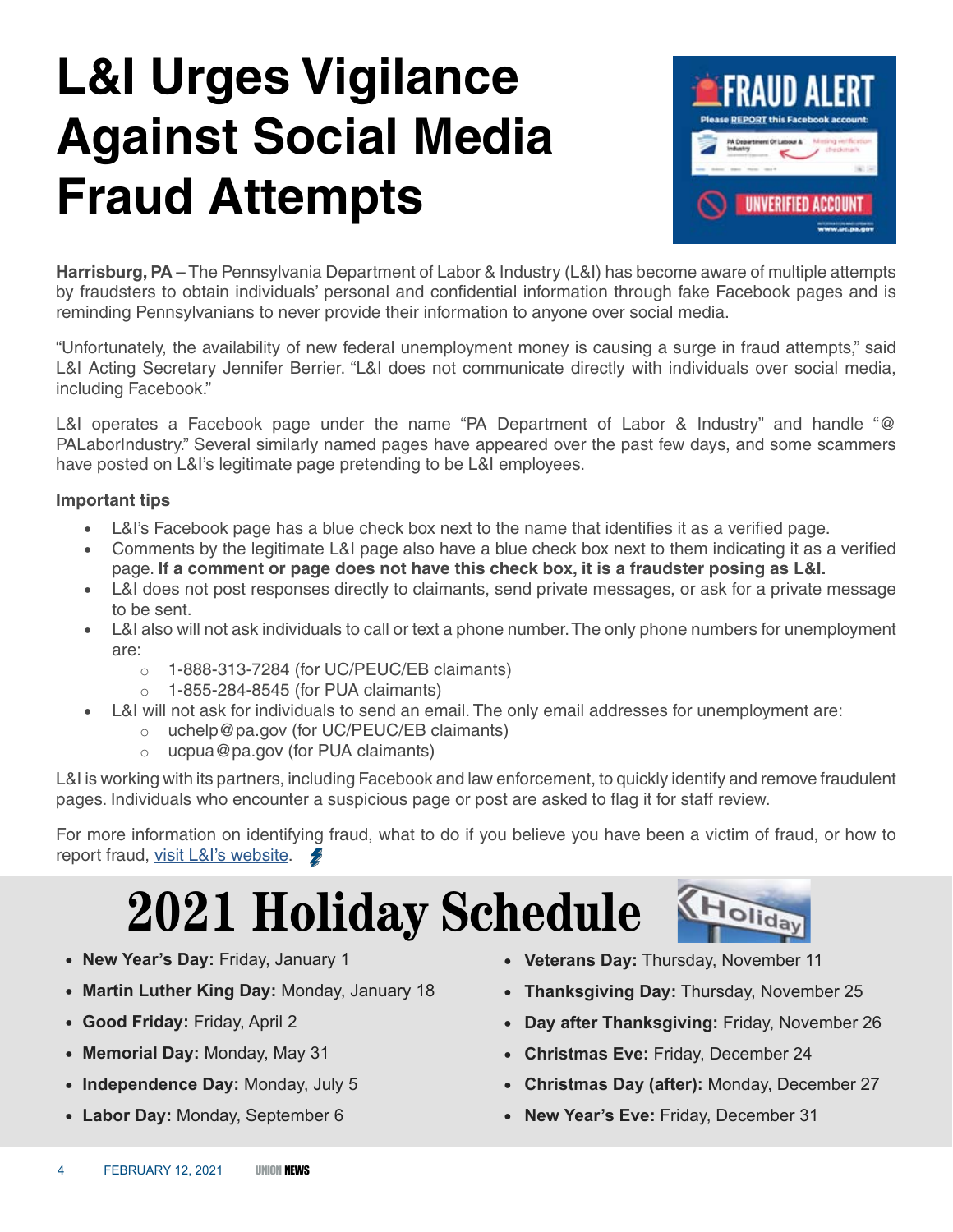# L&I Urges Vigilance Against Social Media Fraud Attempts

**Harrisburg, PA** – The Pennsylvania Department of Labor & Industry (L&I) has become aware of multiple attempts by fraudsters to obtain individuals' personal and confidential information through fake Facebook pages and is reminding Pennsylvanians to never provide their information to anyone over social media.

"Unfortunately, the availability of new federal unemployment money is causing a surge in fraud attempts," said L&I Acting Secretary Jennifer Berrier. "L&I does not communicate directly with individuals over social media, including Facebook."

L&I operates a Facebook page under the name "PA Department of Labor & Industry" and handle "@PALaborIndustry." Several similarly named pages have appeared over the past few days, and some scammers have posted on L&I's legitimate page pretending to be L&I employees.

**Important tips**

- L&I's Facebook page has a blue check box next to the name that identifies it as a verified page.
- Comments by the legitimate L&I page also have a blue check box next to them indicating it as a verified page. **If a comment or page does not have this check box, it is a fraudster posing as L&I.**
- L&I does not post responses directly to claimants, send private messages, or ask for a private message to be sent.
- L&I also will not ask individuals to call or text a phone number. The only phone numbers for unemployment are:
  - 1-888-313-7284 (for UC/PEUC/EB claimants)
  - 1-855-284-8545 (for PUA claimants)
- L&I will not ask for individuals to send an email. The only email addresses for unemployment are:
  - uchelp@pa.gov (for UC/PEUC/EB claimants)
  - ucpua@pa.gov (for PUA claimants)

L&I is working with its partners, including Facebook and law enforcement, to quickly identify and remove fraudulent pages. Individuals who encounter a suspicious page or post are asked to flag it for staff review.

For more information on identifying fraud, what to do if you believe you have been a victim of fraud, or how to report fraud, visit L&I's website.

# 2021 Holiday Schedule

- **New Year's Day:** Friday, January 1
- **Martin Luther King Day:** Monday, January 18
- **Good Friday:** Friday, April 2
- **Memorial Day:** Monday, May 31
- **Independence Day:** Monday, July 5
- **Labor Day:** Monday, September 6
- **Veterans Day:** Thursday, November 11
- **Thanksgiving Day:** Thursday, November 25
- **Day after Thanksgiving:** Friday, November 26
- **Christmas Eve:** Friday, December 24
- **Christmas Day (after):** Monday, December 27
- **New Year's Eve:** Friday, December 31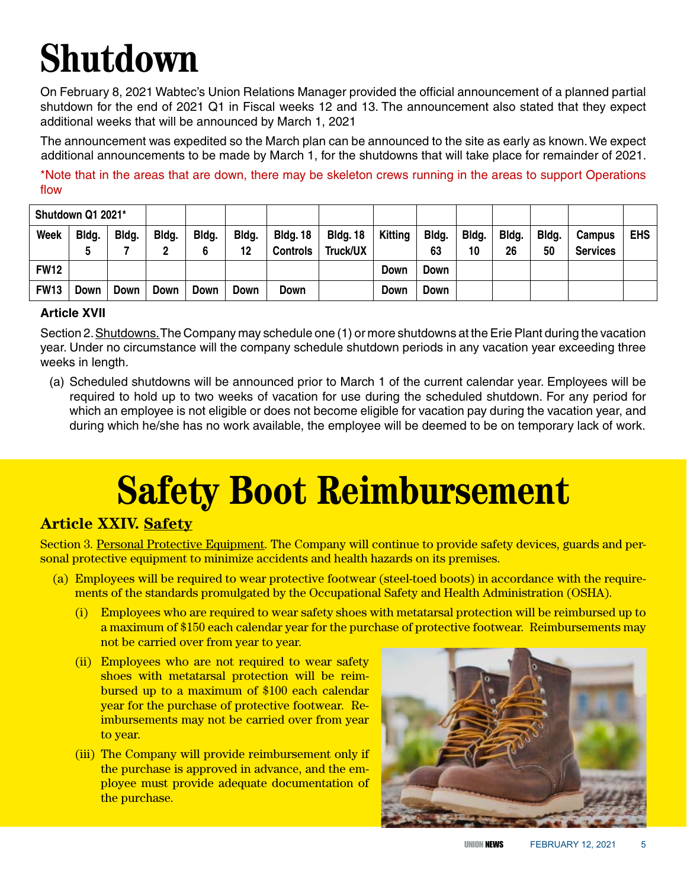# Shutdown

On February 8, 2021 Wabtec's Union Relations Manager provided the official announcement of a planned partial shutdown for the end of 2021 Q1 in Fiscal weeks 12 and 13. The announcement also stated that they expect additional weeks that will be announced by March 1, 2021

The announcement was expedited so the March plan can be announced to the site as early as known. We expect additional announcements to be made by March 1, for the shutdowns that will take place for remainder of 2021.

*Note that in the areas that are down, there may be skeleton crews running in the areas to support Operations flow

| Shutdown Q1 2021* | | | | | | | | | | | | | | |
|---|---|---|---|---|---|---|---|---|---|---|---|---|---|---|
| Week | Bldg. 5 | Bldg. 7 | Bldg. 2 | Bldg. 6 | Bldg. 12 | Bldg. 18 Controls | Bldg. 18 Truck/UX | Kitting | Bldg. 63 | Bldg. 10 | Bldg. 26 | Bldg. 50 | Campus Services | EHS |
| FW12 | | | | | | | | Down | Down | | | | | |
| FW13 | Down | Down | Down | Down | Down | Down | | Down | Down | | | | | |

**Article XVII**

Section 2. Shutdowns. The Company may schedule one (1) or more shutdowns at the Erie Plant during the vacation year. Under no circumstance will the company schedule shutdown periods in any vacation year exceeding three weeks in length.

(a) Scheduled shutdowns will be announced prior to March 1 of the current calendar year. Employees will be required to hold up to two weeks of vacation for use during the scheduled shutdown. For any period for which an employee is not eligible or does not become eligible for vacation pay during the vacation year, and during which he/she has no work available, the employee will be deemed to be on temporary lack of work.

# Safety Boot Reimbursement

## Article XXIV. Safety

Section 3. Personal Protective Equipment. The Company will continue to provide safety devices, guards and personal protective equipment to minimize accidents and health hazards on its premises.

(a) Employees will be required to wear protective footwear (steel-toed boots) in accordance with the requirements of the standards promulgated by the Occupational Safety and Health Administration (OSHA).

(i) Employees who are required to wear safety shoes with metatarsal protection will be reimbursed up to a maximum of $150 each calendar year for the purchase of protective footwear. Reimbursements may not be carried over from year to year.

(ii) Employees who are not required to wear safety shoes with metatarsal protection will be reimbursed up to a maximum of $100 each calendar year for the purchase of protective footwear. Reimbursements may not be carried over from year to year.

(iii) The Company will provide reimbursement only if the purchase is approved in advance, and the employee must provide adequate documentation of the purchase.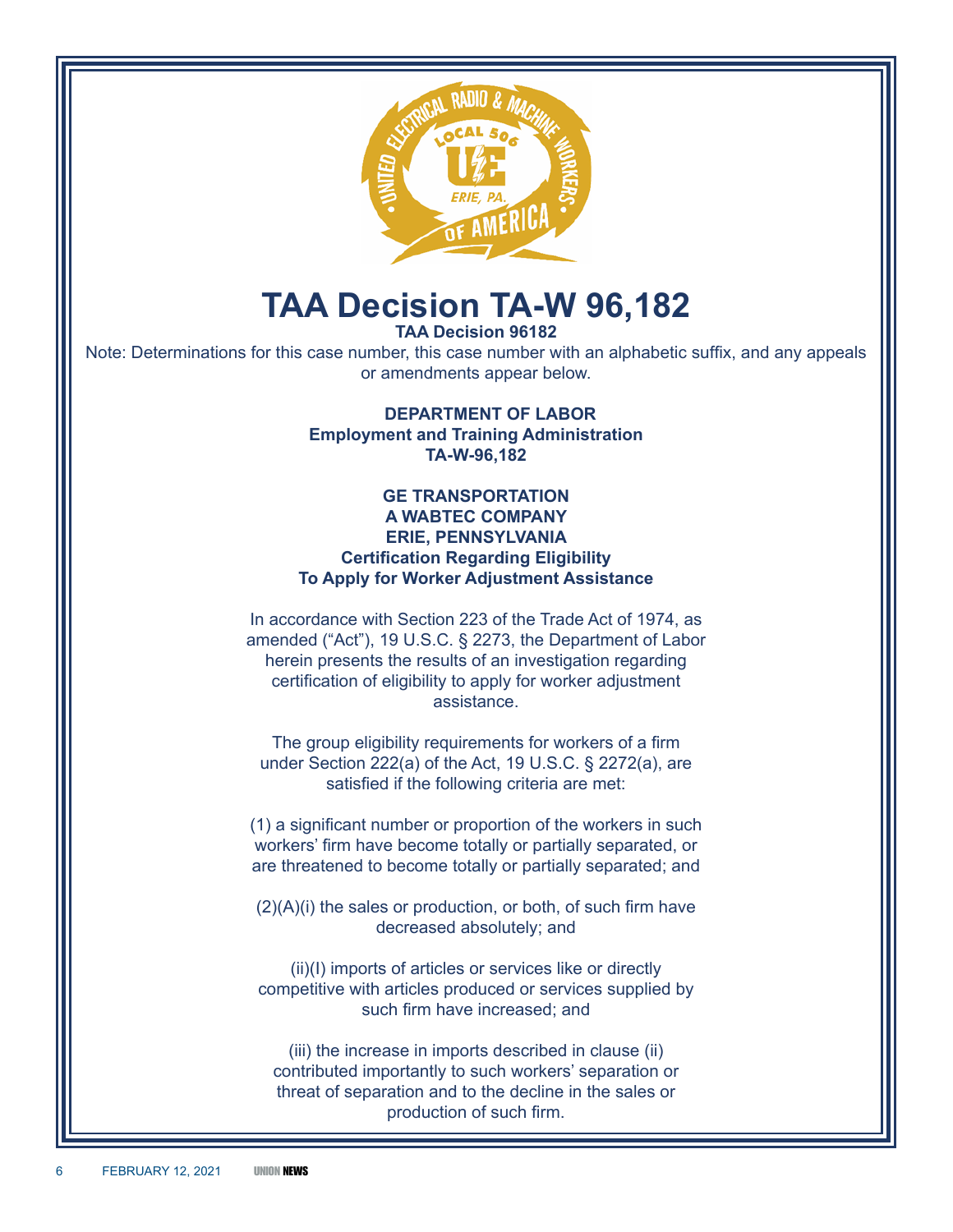# TAA Decision TA-W 96,182

**TAA Decision 96182**

Note: Determinations for this case number, this case number with an alphabetic suffix, and any appeals or amendments appear below.

**DEPARTMENT OF LABOR**
**Employment and Training Administration**
**TA-W-96,182**

**GE TRANSPORTATION**
**A WABTEC COMPANY**
**ERIE, PENNSYLVANIA**
**Certification Regarding Eligibility**
**To Apply for Worker Adjustment Assistance**

In accordance with Section 223 of the Trade Act of 1974, as amended ("Act"), 19 U.S.C. § 2273, the Department of Labor herein presents the results of an investigation regarding certification of eligibility to apply for worker adjustment assistance.

The group eligibility requirements for workers of a firm under Section 222(a) of the Act, 19 U.S.C. § 2272(a), are satisfied if the following criteria are met:

(1) a significant number or proportion of the workers in such workers' firm have become totally or partially separated, or are threatened to become totally or partially separated; and

(2)(A)(i) the sales or production, or both, of such firm have decreased absolutely; and

(ii)(I) imports of articles or services like or directly competitive with articles produced or services supplied by such firm have increased; and

(iii) the increase in imports described in clause (ii) contributed importantly to such workers' separation or threat of separation and to the decline in the sales or production of such firm.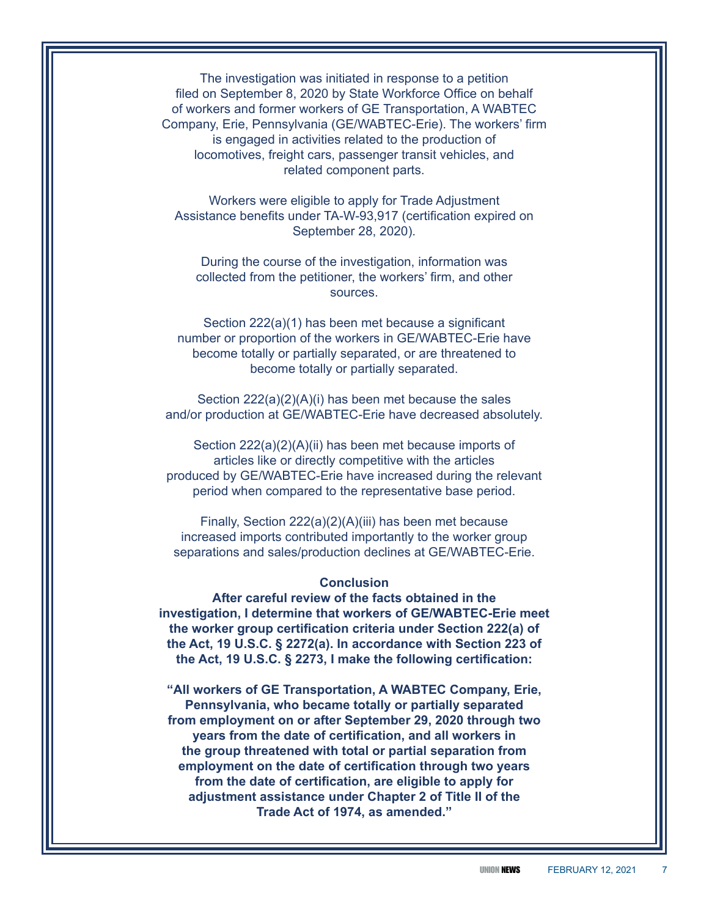The investigation was initiated in response to a petition filed on September 8, 2020 by State Workforce Office on behalf of workers and former workers of GE Transportation, A WABTEC Company, Erie, Pennsylvania (GE/WABTEC-Erie). The workers' firm is engaged in activities related to the production of locomotives, freight cars, passenger transit vehicles, and related component parts.

Workers were eligible to apply for Trade Adjustment Assistance benefits under TA-W-93,917 (certification expired on September 28, 2020).

During the course of the investigation, information was collected from the petitioner, the workers' firm, and other sources.

Section 222(a)(1) has been met because a significant number or proportion of the workers in GE/WABTEC-Erie have become totally or partially separated, or are threatened to become totally or partially separated.

Section 222(a)(2)(A)(i) has been met because the sales and/or production at GE/WABTEC-Erie have decreased absolutely.

Section 222(a)(2)(A)(ii) has been met because imports of articles like or directly competitive with the articles produced by GE/WABTEC-Erie have increased during the relevant period when compared to the representative base period.

Finally, Section 222(a)(2)(A)(iii) has been met because increased imports contributed importantly to the worker group separations and sales/production declines at GE/WABTEC-Erie.

**Conclusion**

**After careful review of the facts obtained in the investigation, I determine that workers of GE/WABTEC-Erie meet the worker group certification criteria under Section 222(a) of the Act, 19 U.S.C. § 2272(a). In accordance with Section 223 of the Act, 19 U.S.C. § 2273, I make the following certification:**

**"All workers of GE Transportation, A WABTEC Company, Erie, Pennsylvania, who became totally or partially separated from employment on or after September 29, 2020 through two years from the date of certification, and all workers in the group threatened with total or partial separation from employment on the date of certification through two years from the date of certification, are eligible to apply for adjustment assistance under Chapter 2 of Title II of the Trade Act of 1974, as amended."**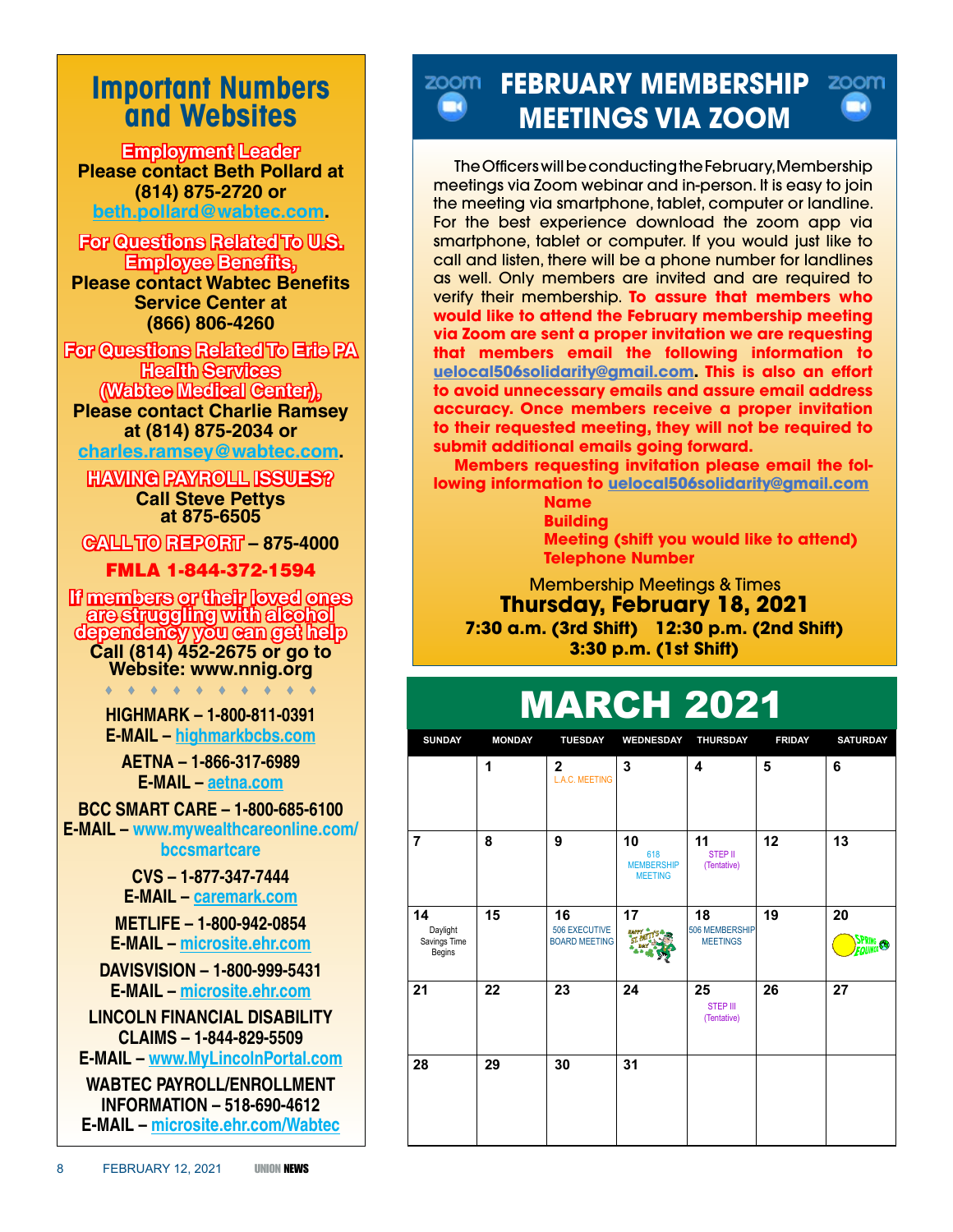## Important Numbers and Websites

**Employment Leader**
**Please contact Beth Pollard at (814) 875-2720 or beth.pollard@wabtec.com.**

**For Questions Related To U.S. Employee Benefits,**
**Please contact Wabtec Benefits Service Center at (866) 806-4260**

**For Questions Related To Erie PA Health Services (Wabtec Medical Center),**
**Please contact Charlie Ramsey at (814) 875-2034 or charles.ramsey@wabtec.com.**

**HAVING PAYROLL ISSUES?**
**Call Steve Pettys at 875-6505**

**CALL TO REPORT – 875-4000**

**FMLA 1-844-372-1594**

**If members or their loved ones are struggling with alcohol dependency you can get help**
**Call (814) 452-2675 or go to Website: www.nnig.org**

**HIGHMARK – 1-800-811-0391**
**E-MAIL – highmarkbcbs.com**

**AETNA – 1-866-317-6989**
**E-MAIL – aetna.com**

**BCC SMART CARE – 1-800-685-6100**
**E-MAIL – www.mywealthcareonline.com/bccsmartcare**

**CVS – 1-877-347-7444**
**E-MAIL – caremark.com**

**METLIFE – 1-800-942-0854**
**E-MAIL – microsite.ehr.com**

**DAVISVISION – 1-800-999-5431**
**E-MAIL – microsite.ehr.com**

**LINCOLN FINANCIAL DISABILITY CLAIMS – 1-844-829-5509**
**E-MAIL – www.MyLincolnPortal.com**

**WABTEC PAYROLL/ENROLLMENT INFORMATION – 518-690-4612**
**E-MAIL – microsite.ehr.com/Wabtec**

## FEBRUARY MEMBERSHIP MEETINGS VIA ZOOM

The Officers will be conducting the February, Membership meetings via Zoom webinar and in-person. It is easy to join the meeting via smartphone, tablet, computer or landline. For the best experience download the zoom app via smartphone, tablet or computer. If you would just like to call and listen, there will be a phone number for landlines as well. Only members are invited and are required to verify their membership. **To assure that members who would like to attend the February membership meeting via Zoom are sent a proper invitation we are requesting that members email the following information to uelocal506solidarity@gmail.com. This is also an effort to avoid unnecessary emails and assure email address accuracy. Once members receive a proper invitation to their requested meeting, they will not be required to submit additional emails going forward.**

**Members requesting invitation please email the following information to uelocal506solidarity@gmail.com**

**Name**
**Building**
**Meeting (shift you would like to attend)**
**Telephone Number**

Membership Meetings & Times
**Thursday, February 18, 2021**
**7:30 a.m. (3rd Shift) 12:30 p.m. (2nd Shift)**
**3:30 p.m. (1st Shift)**

## MARCH 2021

| SUNDAY | MONDAY | TUESDAY | WEDNESDAY | THURSDAY | FRIDAY | SATURDAY |
|---|---|---|---|---|---|---|
| | 1 | 2 L.A.C. MEETING | 3 | 4 | 5 | 6 |
| 7 | 8 | 9 | 10 618 MEMBERSHIP MEETING | 11 STEP II (Tentative) | 12 | 13 |
| 14 Daylight Savings Time Begins | 15 | 16 506 EXECUTIVE BOARD MEETING | 17 Happy St. Patty's Day | 18 506 MEMBERSHIP MEETINGS | 19 | 20 Spring Equinox |
| 21 | 22 | 23 | 24 | 25 STEP III (Tentative) | 26 | 27 |
| 28 | 29 | 30 | 31 | | | |